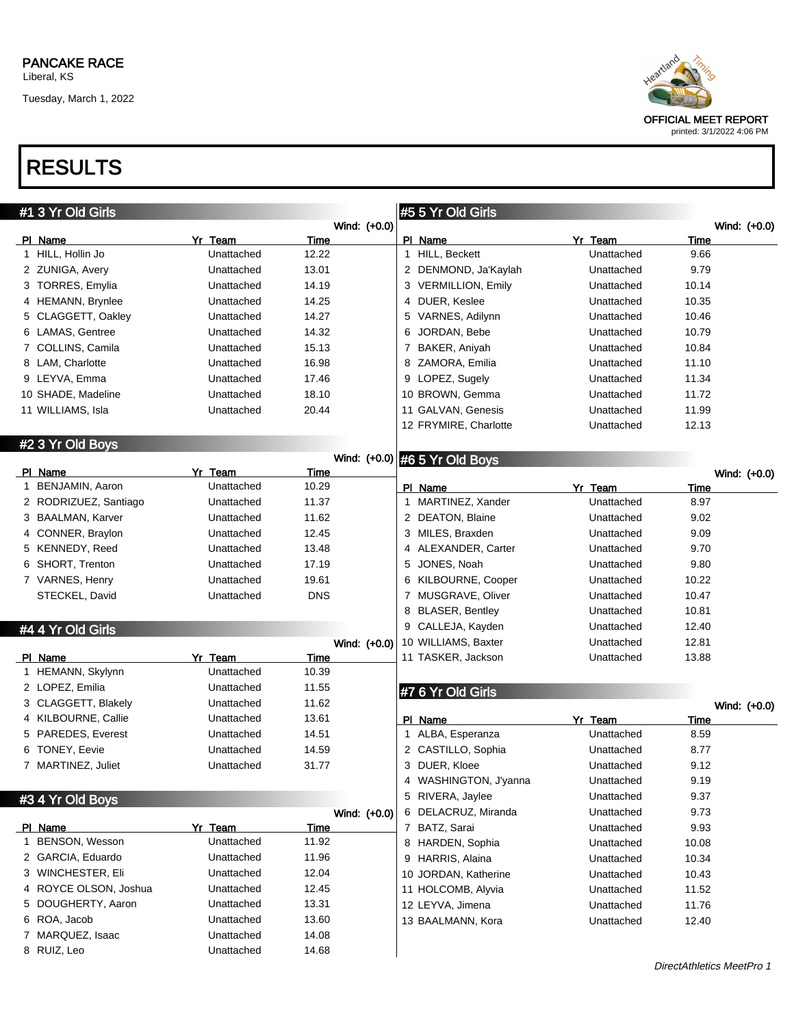PANCAKE RACE
Liberal, KS
Tuesday, March 1, 2022

OFFICIAL MEET REPORT
printed: 3/1/2022 4:06 PM

# RESULTS

## #1 3 Yr Old Girls

Wind: (+0.0)

| Pl | Name | Yr | Team | Time |
|---|---|---|---|---|
| 1 | HILL, Hollin Jo | | Unattached | 12.22 |
| 2 | ZUNIGA, Avery | | Unattached | 13.01 |
| 3 | TORRES, Emylia | | Unattached | 14.19 |
| 4 | HEMANN, Brynlee | | Unattached | 14.25 |
| 5 | CLAGGETT, Oakley | | Unattached | 14.27 |
| 6 | LAMAS, Gentree | | Unattached | 14.32 |
| 7 | COLLINS, Camila | | Unattached | 15.13 |
| 8 | LAM, Charlotte | | Unattached | 16.98 |
| 9 | LEYVA, Emma | | Unattached | 17.46 |
| 10 | SHADE, Madeline | | Unattached | 18.10 |
| 11 | WILLIAMS, Isla | | Unattached | 20.44 |

## #2 3 Yr Old Boys

Wind: (+0.0)

| Pl | Name | Yr | Team | Time |
|---|---|---|---|---|
| 1 | BENJAMIN, Aaron | | Unattached | 10.29 |
| 2 | RODRIZUEZ, Santiago | | Unattached | 11.37 |
| 3 | BAALMAN, Karver | | Unattached | 11.62 |
| 4 | CONNER, Braylon | | Unattached | 12.45 |
| 5 | KENNEDY, Reed | | Unattached | 13.48 |
| 6 | SHORT, Trenton | | Unattached | 17.19 |
| 7 | VARNES, Henry | | Unattached | 19.61 |
| | STECKEL, David | | Unattached | DNS |

## #4 4 Yr Old Girls

Wind: (+0.0)

| Pl | Name | Yr | Team | Time |
|---|---|---|---|---|
| 1 | HEMANN, Skylynn | | Unattached | 10.39 |
| 2 | LOPEZ, Emilia | | Unattached | 11.55 |
| 3 | CLAGGETT, Blakely | | Unattached | 11.62 |
| 4 | KILBOURNE, Callie | | Unattached | 13.61 |
| 5 | PAREDES, Everest | | Unattached | 14.51 |
| 6 | TONEY, Eevie | | Unattached | 14.59 |
| 7 | MARTINEZ, Juliet | | Unattached | 31.77 |

## #3 4 Yr Old Boys

Wind: (+0.0)

| Pl | Name | Yr | Team | Time |
|---|---|---|---|---|
| 1 | BENSON, Wesson | | Unattached | 11.92 |
| 2 | GARCIA, Eduardo | | Unattached | 11.96 |
| 3 | WINCHESTER, Eli | | Unattached | 12.04 |
| 4 | ROYCE OLSON, Joshua | | Unattached | 12.45 |
| 5 | DOUGHERTY, Aaron | | Unattached | 13.31 |
| 6 | ROA, Jacob | | Unattached | 13.60 |
| 7 | MARQUEZ, Isaac | | Unattached | 14.08 |
| 8 | RUIZ, Leo | | Unattached | 14.68 |

## #5 5 Yr Old Girls

Wind: (+0.0)

| Pl | Name | Yr | Team | Time |
|---|---|---|---|---|
| 1 | HILL, Beckett | | Unattached | 9.66 |
| 2 | DENMOND, Ja'Kaylah | | Unattached | 9.79 |
| 3 | VERMILLION, Emily | | Unattached | 10.14 |
| 4 | DUER, Keslee | | Unattached | 10.35 |
| 5 | VARNES, Adilynn | | Unattached | 10.46 |
| 6 | JORDAN, Bebe | | Unattached | 10.79 |
| 7 | BAKER, Aniyah | | Unattached | 10.84 |
| 8 | ZAMORA, Emilia | | Unattached | 11.10 |
| 9 | LOPEZ, Sugely | | Unattached | 11.34 |
| 10 | BROWN, Gemma | | Unattached | 11.72 |
| 11 | GALVAN, Genesis | | Unattached | 11.99 |
| 12 | FRYMIRE, Charlotte | | Unattached | 12.13 |

## #6 5 Yr Old Boys

Wind: (+0.0)

| Pl | Name | Yr | Team | Time |
|---|---|---|---|---|
| 1 | MARTINEZ, Xander | | Unattached | 8.97 |
| 2 | DEATON, Blaine | | Unattached | 9.02 |
| 3 | MILES, Braxden | | Unattached | 9.09 |
| 4 | ALEXANDER, Carter | | Unattached | 9.70 |
| 5 | JONES, Noah | | Unattached | 9.80 |
| 6 | KILBOURNE, Cooper | | Unattached | 10.22 |
| 7 | MUSGRAVE, Oliver | | Unattached | 10.47 |
| 8 | BLASER, Bentley | | Unattached | 10.81 |
| 9 | CALLEJA, Kayden | | Unattached | 12.40 |
| 10 | WILLIAMS, Baxter | | Unattached | 12.81 |
| 11 | TASKER, Jackson | | Unattached | 13.88 |

## #7 6 Yr Old Girls

Wind: (+0.0)

| Pl | Name | Yr | Team | Time |
|---|---|---|---|---|
| 1 | ALBA, Esperanza | | Unattached | 8.59 |
| 2 | CASTILLO, Sophia | | Unattached | 8.77 |
| 3 | DUER, Kloee | | Unattached | 9.12 |
| 4 | WASHINGTON, J'yanna | | Unattached | 9.19 |
| 5 | RIVERA, Jaylee | | Unattached | 9.37 |
| 6 | DELACRUZ, Miranda | | Unattached | 9.73 |
| 7 | BATZ, Sarai | | Unattached | 9.93 |
| 8 | HARDEN, Sophia | | Unattached | 10.08 |
| 9 | HARRIS, Alaina | | Unattached | 10.34 |
| 10 | JORDAN, Katherine | | Unattached | 10.43 |
| 11 | HOLCOMB, Alyvia | | Unattached | 11.52 |
| 12 | LEYVA, Jimena | | Unattached | 11.76 |
| 13 | BAALMANN, Kora | | Unattached | 12.40 |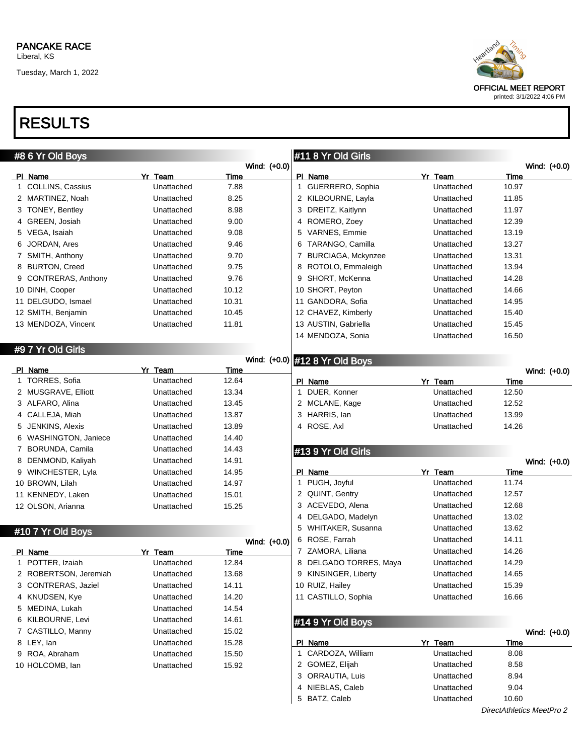PANCAKE RACE
Liberal, KS
Tuesday, March 1, 2022

OFFICIAL MEET REPORT
printed: 3/1/2022 4:06 PM

# RESULTS

## #8 6 Yr Old Boys

Wind: (+0.0)

| Pl | Name | Yr | Team | Time |
|---|---|---|---|---|
| 1 | COLLINS, Cassius | | Unattached | 7.88 |
| 2 | MARTINEZ, Noah | | Unattached | 8.25 |
| 3 | TONEY, Bentley | | Unattached | 8.98 |
| 4 | GREEN, Josiah | | Unattached | 9.00 |
| 5 | VEGA, Isaiah | | Unattached | 9.08 |
| 6 | JORDAN, Ares | | Unattached | 9.46 |
| 7 | SMITH, Anthony | | Unattached | 9.70 |
| 8 | BURTON, Creed | | Unattached | 9.75 |
| 9 | CONTRERAS, Anthony | | Unattached | 9.76 |
| 10 | DINH, Cooper | | Unattached | 10.12 |
| 11 | DELGUDO, Ismael | | Unattached | 10.31 |
| 12 | SMITH, Benjamin | | Unattached | 10.45 |
| 13 | MENDOZA, Vincent | | Unattached | 11.81 |

## #9 7 Yr Old Girls

Wind: (+0.0)

| Pl | Name | Yr | Team | Time |
|---|---|---|---|---|
| 1 | TORRES, Sofia | | Unattached | 12.64 |
| 2 | MUSGRAVE, Elliott | | Unattached | 13.34 |
| 3 | ALFARO, Alina | | Unattached | 13.45 |
| 4 | CALLEJA, Miah | | Unattached | 13.87 |
| 5 | JENKINS, Alexis | | Unattached | 13.89 |
| 6 | WASHINGTON, Janiece | | Unattached | 14.40 |
| 7 | BORUNDA, Camila | | Unattached | 14.43 |
| 8 | DENMOND, Kaliyah | | Unattached | 14.91 |
| 9 | WINCHESTER, Lyla | | Unattached | 14.95 |
| 10 | BROWN, Lilah | | Unattached | 14.97 |
| 11 | KENNEDY, Laken | | Unattached | 15.01 |
| 12 | OLSON, Arianna | | Unattached | 15.25 |

## #10 7 Yr Old Boys

Wind: (+0.0)

| Pl | Name | Yr | Team | Time |
|---|---|---|---|---|
| 1 | POTTER, Izaiah | | Unattached | 12.84 |
| 2 | ROBERTSON, Jeremiah | | Unattached | 13.68 |
| 3 | CONTRERAS, Jaziel | | Unattached | 14.11 |
| 4 | KNUDSEN, Kye | | Unattached | 14.20 |
| 5 | MEDINA, Lukah | | Unattached | 14.54 |
| 6 | KILBOURNE, Levi | | Unattached | 14.61 |
| 7 | CASTILLO, Manny | | Unattached | 15.02 |
| 8 | LEY, Ian | | Unattached | 15.28 |
| 9 | ROA, Abraham | | Unattached | 15.50 |
| 10 | HOLCOMB, Ian | | Unattached | 15.92 |

## #11 8 Yr Old Girls

Wind: (+0.0)

| Pl | Name | Yr | Team | Time |
|---|---|---|---|---|
| 1 | GUERRERO, Sophia | | Unattached | 10.97 |
| 2 | KILBOURNE, Layla | | Unattached | 11.85 |
| 3 | DREITZ, Kaitlynn | | Unattached | 11.97 |
| 4 | ROMERO, Zoey | | Unattached | 12.39 |
| 5 | VARNES, Emmie | | Unattached | 13.19 |
| 6 | TARANGO, Camilla | | Unattached | 13.27 |
| 7 | BURCIAGA, Mckynzee | | Unattached | 13.31 |
| 8 | ROTOLO, Emmaleigh | | Unattached | 13.94 |
| 9 | SHORT, McKenna | | Unattached | 14.28 |
| 10 | SHORT, Peyton | | Unattached | 14.66 |
| 11 | GANDORA, Sofia | | Unattached | 14.95 |
| 12 | CHAVEZ, Kimberly | | Unattached | 15.40 |
| 13 | AUSTIN, Gabriella | | Unattached | 15.45 |
| 14 | MENDOZA, Sonia | | Unattached | 16.50 |

## #12 8 Yr Old Boys

Wind: (+0.0)

| Pl | Name | Yr | Team | Time |
|---|---|---|---|---|
| 1 | DUER, Konner | | Unattached | 12.50 |
| 2 | MCLANE, Kage | | Unattached | 12.52 |
| 3 | HARRIS, Ian | | Unattached | 13.99 |
| 4 | ROSE, Axl | | Unattached | 14.26 |

## #13 9 Yr Old Girls

Wind: (+0.0)

| Pl | Name | Yr | Team | Time |
|---|---|---|---|---|
| 1 | PUGH, Joyful | | Unattached | 11.74 |
| 2 | QUINT, Gentry | | Unattached | 12.57 |
| 3 | ACEVEDO, Alena | | Unattached | 12.68 |
| 4 | DELGADO, Madelyn | | Unattached | 13.02 |
| 5 | WHITAKER, Susanna | | Unattached | 13.62 |
| 6 | ROSE, Farrah | | Unattached | 14.11 |
| 7 | ZAMORA, Liliana | | Unattached | 14.26 |
| 8 | DELGADO TORRES, Maya | | Unattached | 14.29 |
| 9 | KINSINGER, Liberty | | Unattached | 14.65 |
| 10 | RUIZ, Hailey | | Unattached | 15.39 |
| 11 | CASTILLO, Sophia | | Unattached | 16.66 |

## #14 9 Yr Old Boys

Wind: (+0.0)

| Pl | Name | Yr | Team | Time |
|---|---|---|---|---|
| 1 | CARDOZA, William | | Unattached | 8.08 |
| 2 | GOMEZ, Elijah | | Unattached | 8.58 |
| 3 | ORRAUTIA, Luis | | Unattached | 8.94 |
| 4 | NIEBLAS, Caleb | | Unattached | 9.04 |
| 5 | BATZ, Caleb | | Unattached | 10.60 |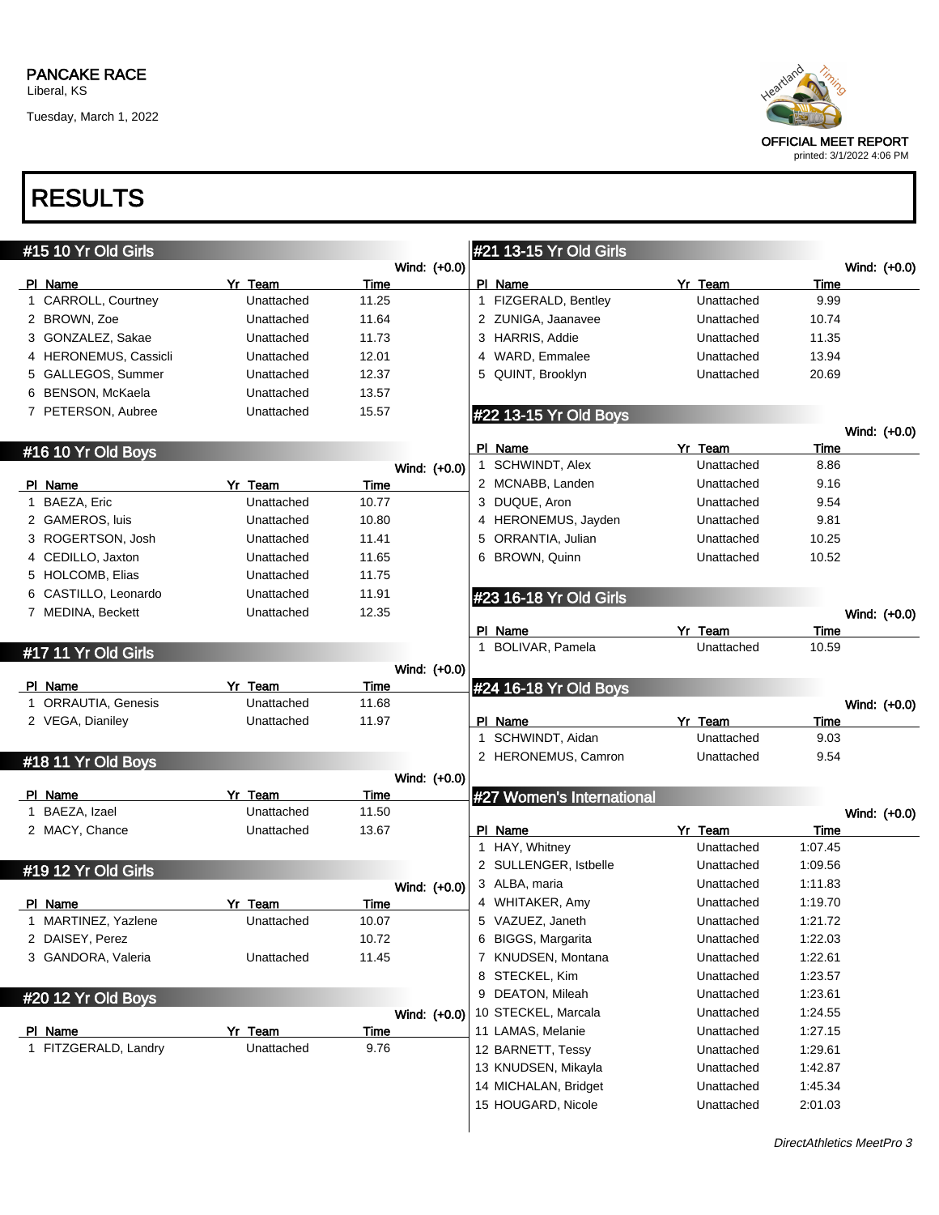PANCAKE RACE
Liberal, KS
Tuesday, March 1, 2022

OFFICIAL MEET REPORT
printed: 3/1/2022 4:06 PM

# RESULTS

## #15 10 Yr Old Girls

Wind: (+0.0)

| Pl | Name | Yr | Team | Time |
|---|---|---|---|---|
| 1 | CARROLL, Courtney | | Unattached | 11.25 |
| 2 | BROWN, Zoe | | Unattached | 11.64 |
| 3 | GONZALEZ, Sakae | | Unattached | 11.73 |
| 4 | HERONEMUS, Cassicli | | Unattached | 12.01 |
| 5 | GALLEGOS, Summer | | Unattached | 12.37 |
| 6 | BENSON, McKaela | | Unattached | 13.57 |
| 7 | PETERSON, Aubree | | Unattached | 15.57 |

## #16 10 Yr Old Boys

Wind: (+0.0)

| Pl | Name | Yr | Team | Time |
|---|---|---|---|---|
| 1 | BAEZA, Eric | | Unattached | 10.77 |
| 2 | GAMEROS, luis | | Unattached | 10.80 |
| 3 | ROGERTSON, Josh | | Unattached | 11.41 |
| 4 | CEDILLO, Jaxton | | Unattached | 11.65 |
| 5 | HOLCOMB, Elias | | Unattached | 11.75 |
| 6 | CASTILLO, Leonardo | | Unattached | 11.91 |
| 7 | MEDINA, Beckett | | Unattached | 12.35 |

## #17 11 Yr Old Girls

Wind: (+0.0)

| Pl | Name | Yr | Team | Time |
|---|---|---|---|---|
| 1 | ORRAUTIA, Genesis | | Unattached | 11.68 |
| 2 | VEGA, Dianiley | | Unattached | 11.97 |

## #18 11 Yr Old Boys

Wind: (+0.0)

| Pl | Name | Yr | Team | Time |
|---|---|---|---|---|
| 1 | BAEZA, Izael | | Unattached | 11.50 |
| 2 | MACY, Chance | | Unattached | 13.67 |

## #19 12 Yr Old Girls

Wind: (+0.0)

| Pl | Name | Yr | Team | Time |
|---|---|---|---|---|
| 1 | MARTINEZ, Yazlene | | Unattached | 10.07 |
| 2 | DAISEY, Perez | | | 10.72 |
| 3 | GANDORA, Valeria | | Unattached | 11.45 |

## #20 12 Yr Old Boys

Wind: (+0.0)

| Pl | Name | Yr | Team | Time |
|---|---|---|---|---|
| 1 | FITZGERALD, Landry | | Unattached | 9.76 |

## #21 13-15 Yr Old Girls

Wind: (+0.0)

| Pl | Name | Yr | Team | Time |
|---|---|---|---|---|
| 1 | FIZGERALD, Bentley | | Unattached | 9.99 |
| 2 | ZUNIGA, Jaanavee | | Unattached | 10.74 |
| 3 | HARRIS, Addie | | Unattached | 11.35 |
| 4 | WARD, Emmalee | | Unattached | 13.94 |
| 5 | QUINT, Brooklyn | | Unattached | 20.69 |

## #22 13-15 Yr Old Boys

Wind: (+0.0)

| Pl | Name | Yr | Team | Time |
|---|---|---|---|---|
| 1 | SCHWINDT, Alex | | Unattached | 8.86 |
| 2 | MCNABB, Landen | | Unattached | 9.16 |
| 3 | DUQUE, Aron | | Unattached | 9.54 |
| 4 | HERONEMUS, Jayden | | Unattached | 9.81 |
| 5 | ORRANTIA, Julian | | Unattached | 10.25 |
| 6 | BROWN, Quinn | | Unattached | 10.52 |

## #23 16-18 Yr Old Girls

Wind: (+0.0)

| Pl | Name | Yr | Team | Time |
|---|---|---|---|---|
| 1 | BOLIVAR, Pamela | | Unattached | 10.59 |

## #24 16-18 Yr Old Boys

Wind: (+0.0)

| Pl | Name | Yr | Team | Time |
|---|---|---|---|---|
| 1 | SCHWINDT, Aidan | | Unattached | 9.03 |
| 2 | HERONEMUS, Camron | | Unattached | 9.54 |

## #27 Women's International

Wind: (+0.0)

| Pl | Name | Yr | Team | Time |
|---|---|---|---|---|
| 1 | HAY, Whitney | | Unattached | 1:07.45 |
| 2 | SULLENGER, Istbelle | | Unattached | 1:09.56 |
| 3 | ALBA, maria | | Unattached | 1:11.83 |
| 4 | WHITAKER, Amy | | Unattached | 1:19.70 |
| 5 | VAZUEZ, Janeth | | Unattached | 1:21.72 |
| 6 | BIGGS, Margarita | | Unattached | 1:22.03 |
| 7 | KNUDSEN, Montana | | Unattached | 1:22.61 |
| 8 | STECKEL, Kim | | Unattached | 1:23.57 |
| 9 | DEATON, Mileah | | Unattached | 1:23.61 |
| 10 | STECKEL, Marcala | | Unattached | 1:24.55 |
| 11 | LAMAS, Melanie | | Unattached | 1:27.15 |
| 12 | BARNETT, Tessy | | Unattached | 1:29.61 |
| 13 | KNUDSEN, Mikayla | | Unattached | 1:42.87 |
| 14 | MICHALAN, Bridget | | Unattached | 1:45.34 |
| 15 | HOUGARD, Nicole | | Unattached | 2:01.03 |

*DirectAthletics MeetPro 3*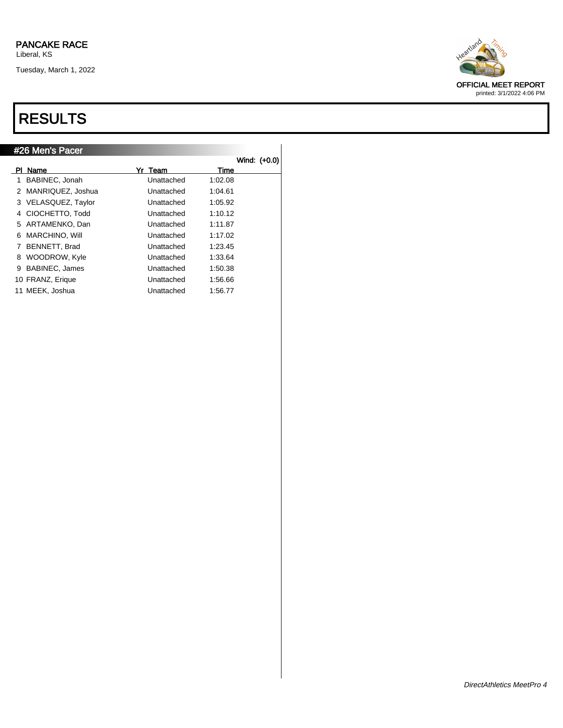PANCAKE RACE
Liberal, KS

Tuesday, March 1, 2022

OFFICIAL MEET REPORT
printed: 3/1/2022 4:06 PM

# RESULTS

## #26 Men's Pacer

Wind: (+0.0)

| Pl | Name | Yr | Team | Time |
|---|---|---|---|---|
| 1 | BABINEC, Jonah | | Unattached | 1:02.08 |
| 2 | MANRIQUEZ, Joshua | | Unattached | 1:04.61 |
| 3 | VELASQUEZ, Taylor | | Unattached | 1:05.92 |
| 4 | CIOCHETTO, Todd | | Unattached | 1:10.12 |
| 5 | ARTAMENKO, Dan | | Unattached | 1:11.87 |
| 6 | MARCHINO, Will | | Unattached | 1:17.02 |
| 7 | BENNETT, Brad | | Unattached | 1:23.45 |
| 8 | WOODROW, Kyle | | Unattached | 1:33.64 |
| 9 | BABINEC, James | | Unattached | 1:50.38 |
| 10 | FRANZ, Erique | | Unattached | 1:56.66 |
| 11 | MEEK, Joshua | | Unattached | 1:56.77 |

*DirectAthletics MeetPro 4*